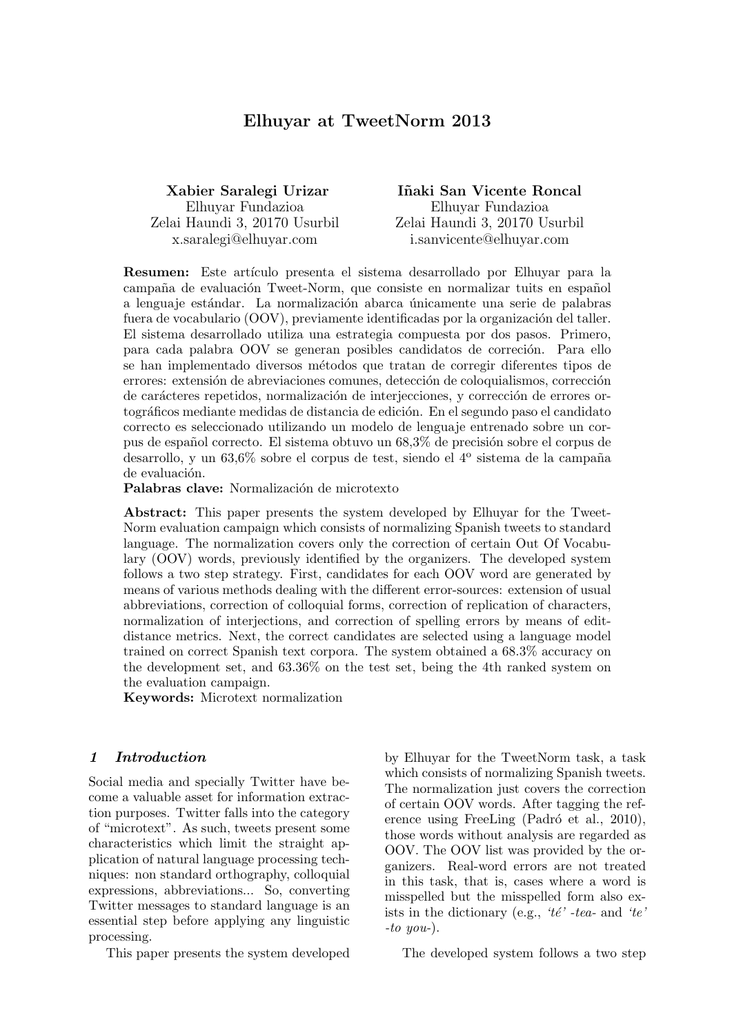# Elhuyar at TweetNorm 2013

**Xabier Saralegi Urizar**
Elhuyar Fundazioa
Zelai Haundi 3, 20170 Usurbil
x.saralegi@elhuyar.com

**Iñaki San Vicente Roncal**
Elhuyar Fundazioa
Zelai Haundi 3, 20170 Usurbil
i.sanvicente@elhuyar.com

**Resumen:** Este artículo presenta el sistema desarrollado por Elhuyar para la campaña de evaluación Tweet-Norm, que consiste en normalizar tuits en español a lenguaje estándar. La normalización abarca únicamente una serie de palabras fuera de vocabulario (OOV), previamente identificadas por la organización del taller. El sistema desarrollado utiliza una estrategia compuesta por dos pasos. Primero, para cada palabra OOV se generan posibles candidatos de correción. Para ello se han implementado diversos métodos que tratan de corregir diferentes tipos de errores: extensión de abreviaciones comunes, detección de coloquialismos, corrección de carácteres repetidos, normalización de interjecciones, y corrección de errores ortográficos mediante medidas de distancia de edición. En el segundo paso el candidato correcto es seleccionado utilizando un modelo de lenguaje entrenado sobre un corpus de español correcto. El sistema obtuvo un 68,3% de precisión sobre el corpus de desarrollo, y un 63,6% sobre el corpus de test, siendo el 4º sistema de la campaña de evaluación.

**Palabras clave:** Normalización de microtexto

**Abstract:** This paper presents the system developed by Elhuyar for the Tweet-Norm evaluation campaign which consists of normalizing Spanish tweets to standard language. The normalization covers only the correction of certain Out Of Vocabulary (OOV) words, previously identified by the organizers. The developed system follows a two step strategy. First, candidates for each OOV word are generated by means of various methods dealing with the different error-sources: extension of usual abbreviations, correction of colloquial forms, correction of replication of characters, normalization of interjections, and correction of spelling errors by means of edit-distance metrics. Next, the correct candidates are selected using a language model trained on correct Spanish text corpora. The system obtained a 68.3% accuracy on the development set, and 63.36% on the test set, being the 4th ranked system on the evaluation campaign.

**Keywords:** Microtext normalization

## 1 Introduction

Social media and specially Twitter have become a valuable asset for information extraction purposes. Twitter falls into the category of "microtext". As such, tweets present some characteristics which limit the straight application of natural language processing techniques: non standard orthography, colloquial expressions, abbreviations... So, converting Twitter messages to standard language is an essential step before applying any linguistic processing.

This paper presents the system developed by Elhuyar for the TweetNorm task, a task which consists of normalizing Spanish tweets. The normalization just covers the correction of certain OOV words. After tagging the reference using FreeLing (Padró et al., 2010), those words without analysis are regarded as OOV. The OOV list was provided by the organizers. Real-word errors are not treated in this task, that is, cases where a word is misspelled but the misspelled form also exists in the dictionary (e.g., *'té' -tea-* and *'te' -to you-*).

The developed system follows a two step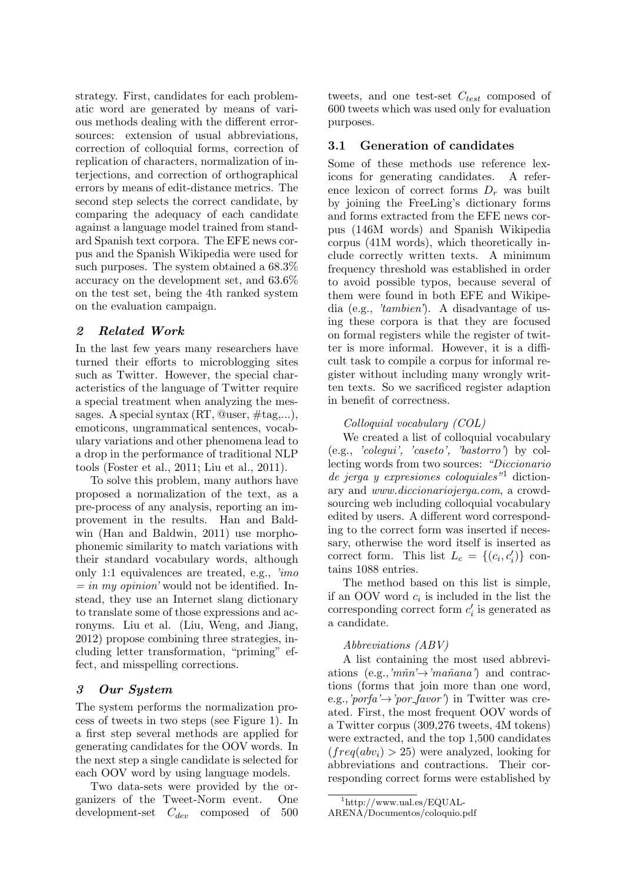strategy. First, candidates for each problematic word are generated by means of various methods dealing with the different error-sources: extension of usual abbreviations, correction of colloquial forms, correction of replication of characters, normalization of interjections, and correction of orthographical errors by means of edit-distance metrics. The second step selects the correct candidate, by comparing the adequacy of each candidate against a language model trained from standard Spanish text corpora. The EFE news corpus and the Spanish Wikipedia were used for such purposes. The system obtained a 68.3% accuracy on the development set, and 63.6% on the test set, being the 4th ranked system on the evaluation campaign.

## 2 Related Work

In the last few years many researchers have turned their efforts to microblogging sites such as Twitter. However, the special characteristics of the language of Twitter require a special treatment when analyzing the messages. A special syntax (RT, @user, #tag,...), emoticons, ungrammatical sentences, vocabulary variations and other phenomena lead to a drop in the performance of traditional NLP tools (Foster et al., 2011; Liu et al., 2011).

To solve this problem, many authors have proposed a normalization of the text, as a pre-process of any analysis, reporting an improvement in the results. Han and Baldwin (Han and Baldwin, 2011) use morphophonemic similarity to match variations with their standard vocabulary words, although only 1:1 equivalences are treated, e.g., *'imo = in my opinion'* would not be identified. Instead, they use an Internet slang dictionary to translate some of those expressions and acronyms. Liu et al. (Liu, Weng, and Jiang, 2012) propose combining three strategies, including letter transformation, "priming" effect, and misspelling corrections.

## 3 Our System

The system performs the normalization process of tweets in two steps (see Figure 1). In a first step several methods are applied for generating candidates for the OOV words. In the next step a single candidate is selected for each OOV word by using language models.

Two data-sets were provided by the organizers of the Tweet-Norm event. One development-set $C_{dev}$ composed of 500 tweets, and one test-set $C_{test}$ composed of 600 tweets which was used only for evaluation purposes.

### 3.1 Generation of candidates

Some of these methods use reference lexicons for generating candidates. A reference lexicon of correct forms $D_r$ was built by joining the FreeLing's dictionary forms and forms extracted from the EFE news corpus (146M words) and Spanish Wikipedia corpus (41M words), which theoretically include correctly written texts. A minimum frequency threshold was established in order to avoid possible typos, because several of them were found in both EFE and Wikipedia (e.g., *'tambien'*). A disadvantage of using these corpora is that they are focused on formal registers while the register of twitter is more informal. However, it is a difficult task to compile a corpus for informal register without including many wrongly written texts. So we sacrificed register adaption in benefit of correctness.

*Colloquial vocabulary (COL)*

We created a list of colloquial vocabulary (e.g., *'colegui', 'caseto', 'bastorro'*) by collecting words from two sources: *"Diccionario de jerga y expresiones coloquiales"*[1] dictionary and *www.diccionariojerga.com*, a crowdsourcing web including colloquial vocabulary edited by users. A different word corresponding to the correct form was inserted if necessary, otherwise the word itself is inserted as correct form. This list $L_c = \{(c_i, c_i')\}$ contains 1088 entries.

The method based on this list is simple, if an OOV word $c_i$ is included in the list the corresponding correct form $c_i'$ is generated as a candidate.

*Abbreviations (ABV)*

A list containing the most used abbreviations (e.g.,*'mñn'→'mañana'*) and contractions (forms that join more than one word, e.g.,*'porfa'→'por_favor'*) in Twitter was created. First, the most frequent OOV words of a Twitter corpus (309,276 tweets, 4M tokens) were extracted, and the top 1,500 candidates ($freq(abv_i) > 25$) were analyzed, looking for abbreviations and contractions. Their corresponding correct forms were established by

[1] http://www.ual.es/EQUAL-ARENA/Documentos/coloquio.pdf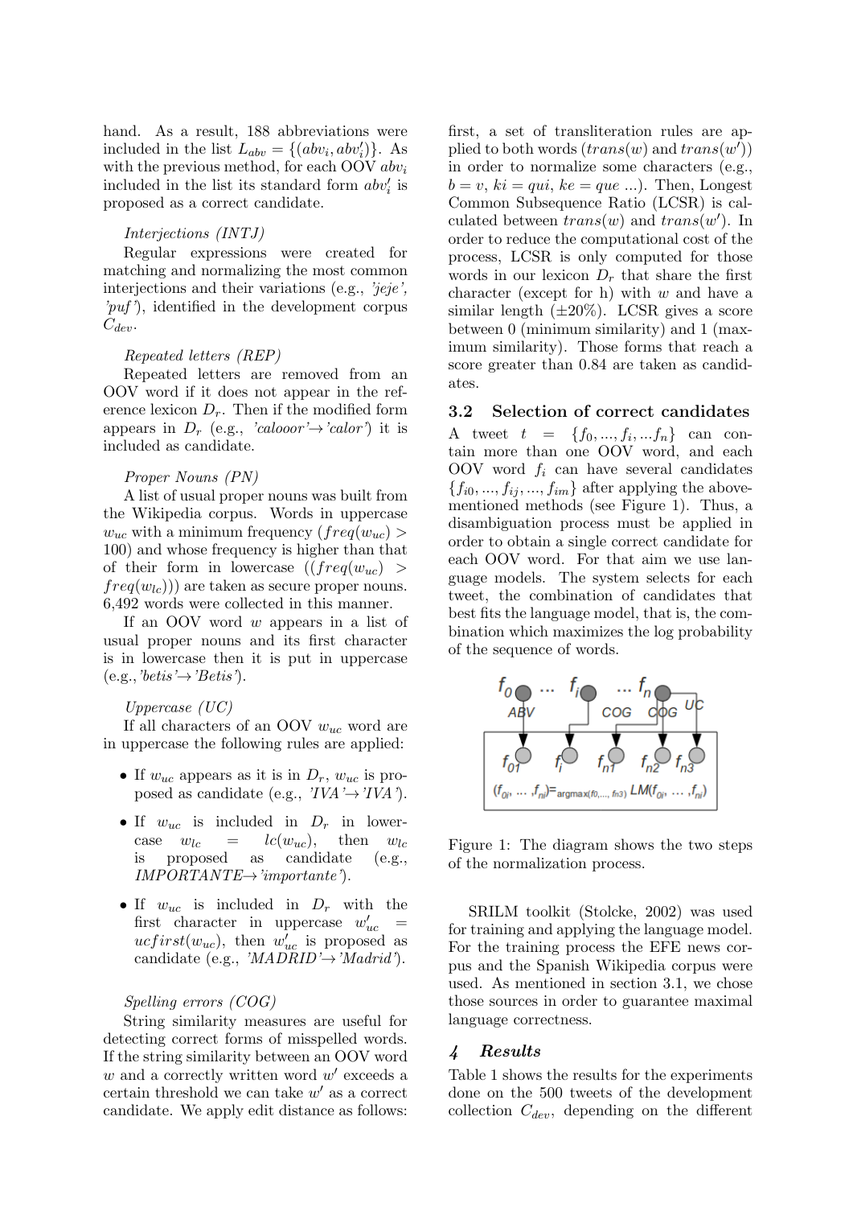hand. As a result, 188 abbreviations were included in the list $L_{abv} = \{(abv_i, abv'_i)\}$. As with the previous method, for each OOV $abv_i$ included in the list its standard form $abv'_i$ is proposed as a correct candidate.

*Interjections (INTJ)*

Regular expressions were created for matching and normalizing the most common interjections and their variations (e.g., *'jeje'*, *'puf'*), identified in the development corpus $C_{dev}$.

*Repeated letters (REP)*

Repeated letters are removed from an OOV word if it does not appear in the reference lexicon $D_r$. Then if the modified form appears in $D_r$ (e.g., *'calooor'→'calor'*) it is included as candidate.

*Proper Nouns (PN)*

A list of usual proper nouns was built from the Wikipedia corpus. Words in uppercase $w_{uc}$ with a minimum frequency ($freq(w_{uc}) > 100$) and whose frequency is higher than that of their form in lowercase (($freq(w_{uc}) > freq(w_{lc})$)) are taken as secure proper nouns. 6,492 words were collected in this manner.

If an OOV word $w$ appears in a list of usual proper nouns and its first character is in lowercase then it is put in uppercase (e.g.,*'betis'→'Betis'*).

*Uppercase (UC)*

If all characters of an OOV $w_{uc}$ word are in uppercase the following rules are applied:

- If $w_{uc}$ appears as it is in $D_r$, $w_{uc}$ is proposed as candidate (e.g., *'IVA'→'IVA'*).
- If $w_{uc}$ is included in $D_r$ in lowercase $w_{lc} = lc(w_{uc})$, then $w_{lc}$ is proposed as candidate (e.g., *IMPORTANTE→'importante'*).
- If $w_{uc}$ is included in $D_r$ with the first character in uppercase $w'_{uc} = ucfirst(w_{uc})$, then $w'_{uc}$ is proposed as candidate (e.g., *'MADRID'→'Madrid'*).

*Spelling errors (COG)*

String similarity measures are useful for detecting correct forms of misspelled words. If the string similarity between an OOV word $w$ and a correctly written word $w'$ exceeds a certain threshold we can take $w'$ as a correct candidate. We apply edit distance as follows: first, a set of transliteration rules are applied to both words ($trans(w)$ and $trans(w')$) in order to normalize some characters (e.g., $b = v$, $ki = qui$, $ke = que$ ...). Then, Longest Common Subsequence Ratio (LCSR) is calculated between $trans(w)$ and $trans(w')$. In order to reduce the computational cost of the process, LCSR is only computed for those words in our lexicon $D_r$ that share the first character (except for h) with $w$ and have a similar length (±20%). LCSR gives a score between 0 (minimum similarity) and 1 (maximum similarity). Those forms that reach a score greater than 0.84 are taken as candidates.

## 3.2 Selection of correct candidates

A tweet $t = \{f_0, ..., f_i, ...f_n\}$ can contain more than one OOV word, and each OOV word $f_i$ can have several candidates $\{f_{i0}, ..., f_{ij}, ..., f_{im}\}$ after applying the above-mentioned methods (see Figure 1). Thus, a disambiguation process must be applied in order to obtain a single correct candidate for each OOV word. For that aim we use language models. The system selects for each tweet, the combination of candidates that best fits the language model, that is, the combination which maximizes the log probability of the sequence of words.

$f_0$ ... $f_i$ ... $f_n$

ABV COG COG UC

$f_{01}$ $f_i$ $f_{n1}$ $f_{n2}$ $f_{n3}$

$(f_{0i}, \ldots, f_{ni}) = \text{argmax}_{(f_0, \ldots, f_{n3})} LM(f_{0i}, \ldots, f_{ni})$

Figure 1: The diagram shows the two steps of the normalization process.

SRILM toolkit (Stolcke, 2002) was used for training and applying the language model. For the training process the EFE news corpus and the Spanish Wikipedia corpus were used. As mentioned in section 3.1, we chose those sources in order to guarantee maximal language correctness.

## 4 Results

Table 1 shows the results for the experiments done on the 500 tweets of the development collection $C_{dev}$, depending on the different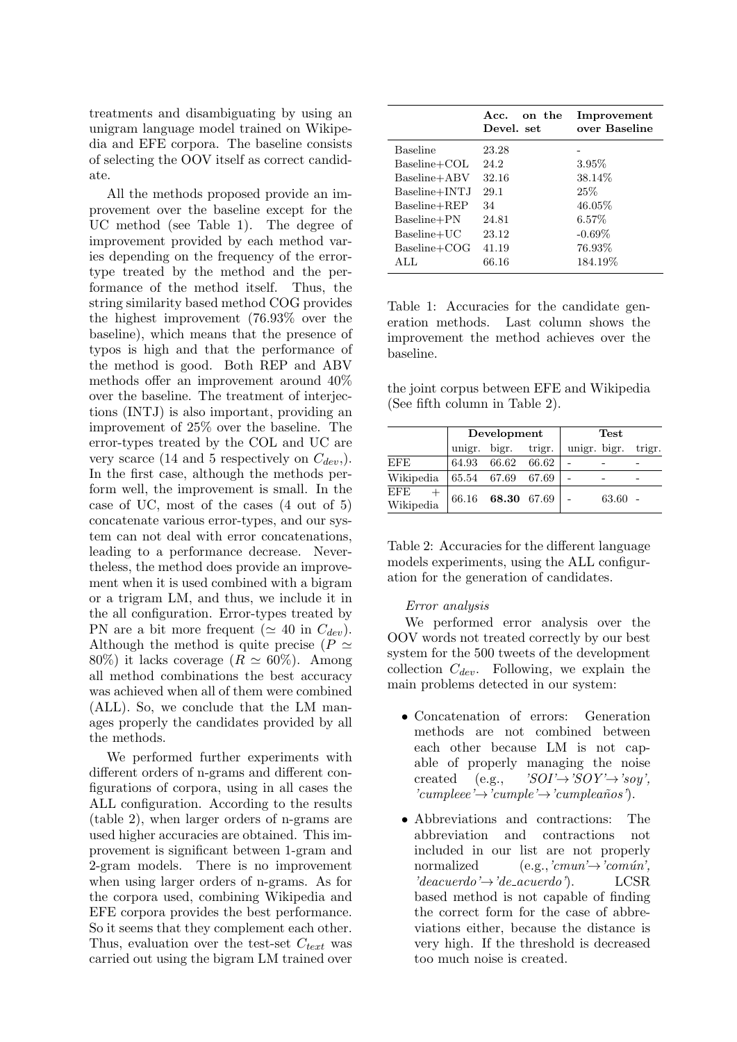treatments and disambiguating by using an unigram language model trained on Wikipedia and EFE corpora. The baseline consists of selecting the OOV itself as correct candidate.

All the methods proposed provide an improvement over the baseline except for the UC method (see Table 1). The degree of improvement provided by each method varies depending on the frequency of the error-type treated by the method and the performance of the method itself. Thus, the string similarity based method COG provides the highest improvement (76.93% over the baseline), which means that the presence of typos is high and that the performance of the method is good. Both REP and ABV methods offer an improvement around 40% over the baseline. The treatment of interjections (INTJ) is also important, providing an improvement of 25% over the baseline. The error-types treated by the COL and UC are very scarce (14 and 5 respectively on $C_{dev}$,). In the first case, although the methods perform well, the improvement is small. In the case of UC, most of the cases (4 out of 5) concatenate various error-types, and our system can not deal with error concatenations, leading to a performance decrease. Nevertheless, the method does provide an improvement when it is used combined with a bigram or a trigram LM, and thus, we include it in the all configuration. Error-types treated by PN are a bit more frequent ($\simeq$ 40 in $C_{dev}$). Although the method is quite precise ($P \simeq 80\%$) it lacks coverage ($R \simeq 60\%$). Among all method combinations the best accuracy was achieved when all of them were combined (ALL). So, we conclude that the LM manages properly the candidates provided by all the methods.

We performed further experiments with different orders of n-grams and different configurations of corpora, using in all cases the ALL configuration. According to the results (table 2), when larger orders of n-grams are used higher accuracies are obtained. This improvement is significant between 1-gram and 2-gram models. There is no improvement when using larger orders of n-grams. As for the corpora used, combining Wikipedia and EFE corpora provides the best performance. So it seems that they complement each other. Thus, evaluation over the test-set $C_{text}$ was carried out using the bigram LM trained over the joint corpus between EFE and Wikipedia (See fifth column in Table 2).

| | **Acc. on the Devel. set** | **Improvement over Baseline** |
|---|---|---|
| Baseline | 23.28 | - |
| Baseline+COL | 24.2 | 3.95% |
| Baseline+ABV | 32.16 | 38.14% |
| Baseline+INTJ | 29.1 | 25% |
| Baseline+REP | 34 | 46.05% |
| Baseline+PN | 24.81 | 6.57% |
| Baseline+UC | 23.12 | -0.69% |
| Baseline+COG | 41.19 | 76.93% |
| ALL | 66.16 | 184.19% |

Table 1: Accuracies for the candidate generation methods. Last column shows the improvement the method achieves over the baseline.

| | **Development** | | | **Test** | | |
|---|---|---|---|---|---|---|
| | unigr. | bigr. | trigr. | unigr. | bigr. | trigr. |
| EFE | 64.93 | 66.62 | 66.62 | - | - | - |
| Wikipedia | 65.54 | 67.69 | 67.69 | - | - | - |
| EFE + Wikipedia | 66.16 | **68.30** | 67.69 | - | 63.60 | - |

Table 2: Accuracies for the different language models experiments, using the ALL configuration for the generation of candidates.

*Error analysis*

We performed error analysis over the OOV words not treated correctly by our best system for the 500 tweets of the development collection $C_{dev}$. Following, we explain the main problems detected in our system:

- Concatenation of errors: Generation methods are not combined between each other because LM is not capable of properly managing the noise created (e.g., *'SOI'→'SOY'→'soy', 'cumpleee'→'cumple'→'cumpleaños'*).
- Abbreviations and contractions: The abbreviation and contractions not included in our list are not properly normalized (e.g., *'cmun'→'común', 'deacuerdo'→'de_acuerdo'*). LCSR based method is not capable of finding the correct form for the case of abbreviations either, because the distance is very high. If the threshold is decreased too much noise is created.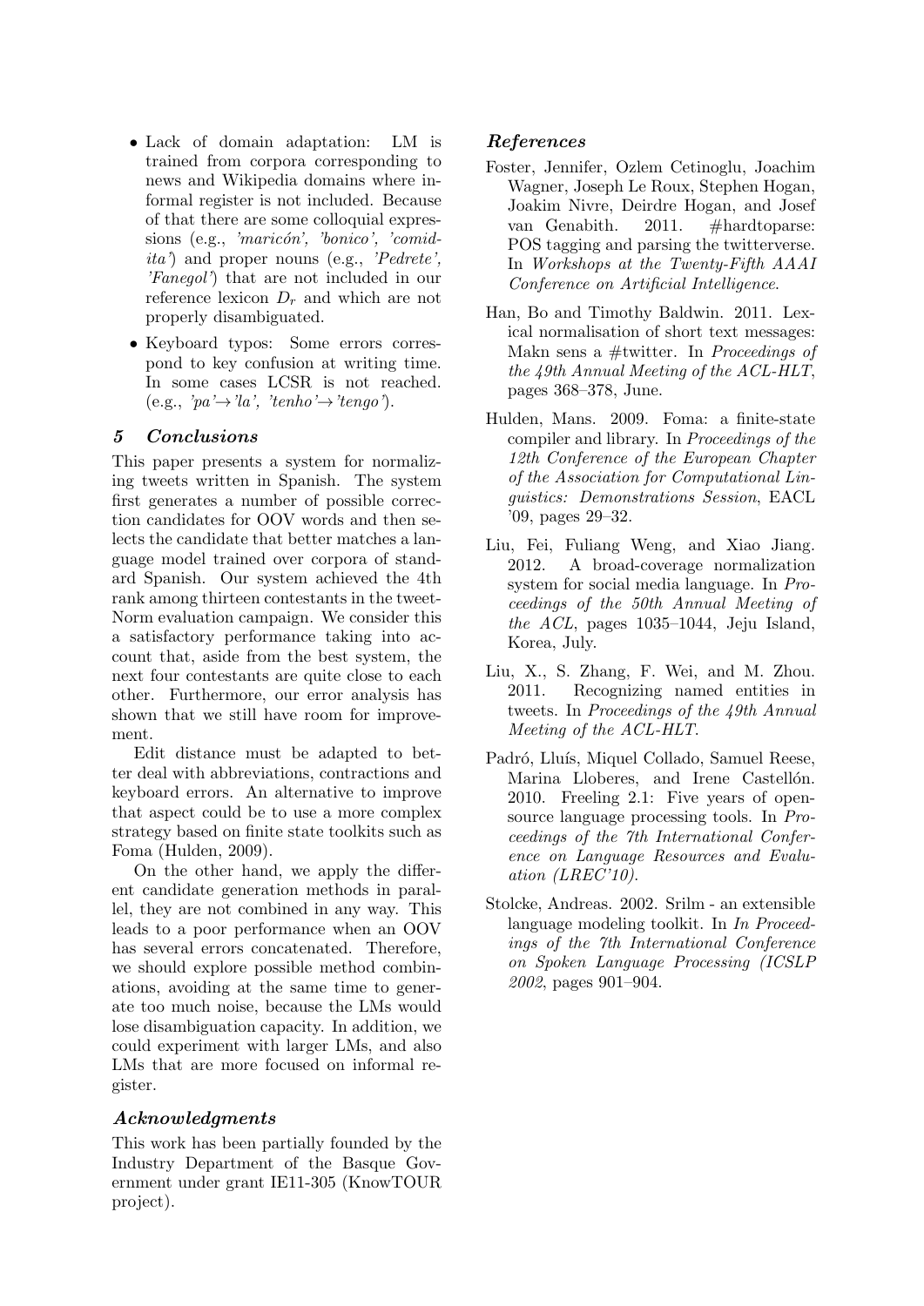- Lack of domain adaptation: LM is trained from corpora corresponding to news and Wikipedia domains where informal register is not included. Because of that there are some colloquial expressions (e.g., *'maricón', 'bonico', 'comidita'*) and proper nouns (e.g., *'Pedrete', 'Fanegol'*) that are not included in our reference lexicon $D_r$ and which are not properly disambiguated.
- Keyboard typos: Some errors correspond to key confusion at writing time. In some cases LCSR is not reached. (e.g., *'pa'→'la', 'tenho'→'tengo'*).

## 5 Conclusions

This paper presents a system for normalizing tweets written in Spanish. The system first generates a number of possible correction candidates for OOV words and then selects the candidate that better matches a language model trained over corpora of standard Spanish. Our system achieved the 4th rank among thirteen contestants in the tweet-Norm evaluation campaign. We consider this a satisfactory performance taking into account that, aside from the best system, the next four contestants are quite close to each other. Furthermore, our error analysis has shown that we still have room for improvement.

Edit distance must be adapted to better deal with abbreviations, contractions and keyboard errors. An alternative to improve that aspect could be to use a more complex strategy based on finite state toolkits such as Foma (Hulden, 2009).

On the other hand, we apply the different candidate generation methods in parallel, they are not combined in any way. This leads to a poor performance when an OOV has several errors concatenated. Therefore, we should explore possible method combinations, avoiding at the same time to generate too much noise, because the LMs would lose disambiguation capacity. In addition, we could experiment with larger LMs, and also LMs that are more focused on informal register.

## Acknowledgments

This work has been partially founded by the Industry Department of the Basque Government under grant IE11-305 (KnowTOUR project).

## References

Foster, Jennifer, Ozlem Cetinoglu, Joachim Wagner, Joseph Le Roux, Stephen Hogan, Joakim Nivre, Deirdre Hogan, and Josef van Genabith. 2011. #hardtoparse: POS tagging and parsing the twitterverse. In *Workshops at the Twenty-Fifth AAAI Conference on Artificial Intelligence*.

Han, Bo and Timothy Baldwin. 2011. Lexical normalisation of short text messages: Makn sens a #twitter. In *Proceedings of the 49th Annual Meeting of the ACL-HLT*, pages 368–378, June.

Hulden, Mans. 2009. Foma: a finite-state compiler and library. In *Proceedings of the 12th Conference of the European Chapter of the Association for Computational Linguistics: Demonstrations Session*, EACL '09, pages 29–32.

Liu, Fei, Fuliang Weng, and Xiao Jiang. 2012. A broad-coverage normalization system for social media language. In *Proceedings of the 50th Annual Meeting of the ACL*, pages 1035–1044, Jeju Island, Korea, July.

Liu, X., S. Zhang, F. Wei, and M. Zhou. 2011. Recognizing named entities in tweets. In *Proceedings of the 49th Annual Meeting of the ACL-HLT*.

Padró, Lluís, Miquel Collado, Samuel Reese, Marina Lloberes, and Irene Castellón. 2010. Freeling 2.1: Five years of open-source language processing tools. In *Proceedings of the 7th International Conference on Language Resources and Evaluation (LREC'10)*.

Stolcke, Andreas. 2002. Srilm - an extensible language modeling toolkit. In *In Proceedings of the 7th International Conference on Spoken Language Processing (ICSLP 2002*, pages 901–904.